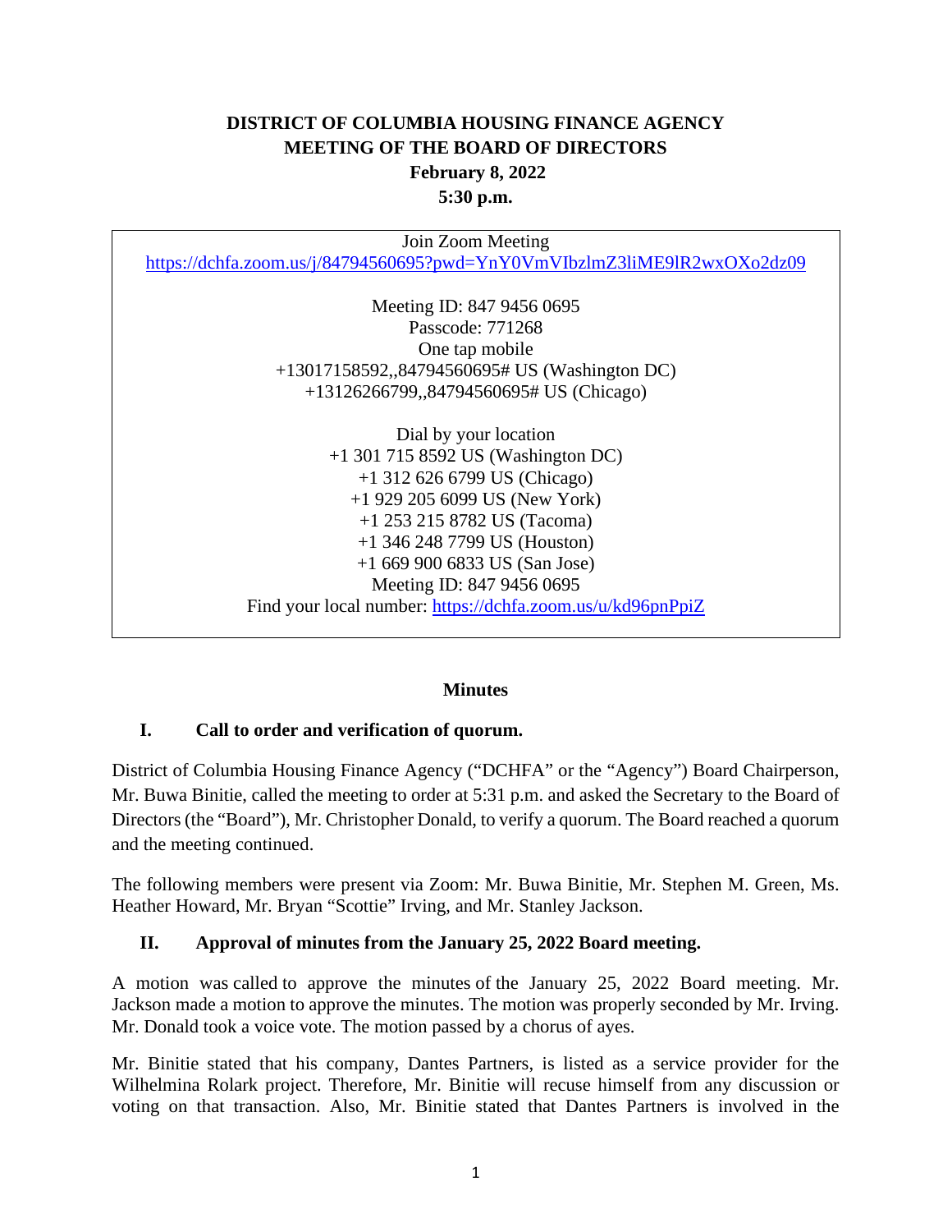# DISTRICT OF COLUMBIA HOUSING FINANCE AGENCY
## MEETING OF THE BOARD OF DIRECTORS
### February 8, 2022
### 5:30 p.m.

Join Zoom Meeting
https://dchfa.zoom.us/j/84794560695?pwd=YnY0VmVIbzlmZ3liME9lR2wxOXo2dz09

Meeting ID: 847 9456 0695
Passcode: 771268
One tap mobile
+13017158592,,84794560695# US (Washington DC)
+13126266799,,84794560695# US (Chicago)

Dial by your location
+1 301 715 8592 US (Washington DC)
+1 312 626 6799 US (Chicago)
+1 929 205 6099 US (New York)
+1 253 215 8782 US (Tacoma)
+1 346 248 7799 US (Houston)
+1 669 900 6833 US (San Jose)
Meeting ID: 847 9456 0695
Find your local number: https://dchfa.zoom.us/u/kd96pnPpiZ

**Minutes**

**I. Call to order and verification of quorum.**

District of Columbia Housing Finance Agency ("DCHFA" or the "Agency") Board Chairperson, Mr. Buwa Binitie, called the meeting to order at 5:31 p.m. and asked the Secretary to the Board of Directors (the "Board"), Mr. Christopher Donald, to verify a quorum. The Board reached a quorum and the meeting continued.

The following members were present via Zoom: Mr. Buwa Binitie, Mr. Stephen M. Green, Ms. Heather Howard, Mr. Bryan "Scottie" Irving, and Mr. Stanley Jackson.

**II. Approval of minutes from the January 25, 2022 Board meeting.**

A motion was called to approve the minutes of the January 25, 2022 Board meeting. Mr. Jackson made a motion to approve the minutes. The motion was properly seconded by Mr. Irving. Mr. Donald took a voice vote. The motion passed by a chorus of ayes.

Mr. Binitie stated that his company, Dantes Partners, is listed as a service provider for the Wilhelmina Rolark project. Therefore, Mr. Binitie will recuse himself from any discussion or voting on that transaction. Also, Mr. Binitie stated that Dantes Partners is involved in the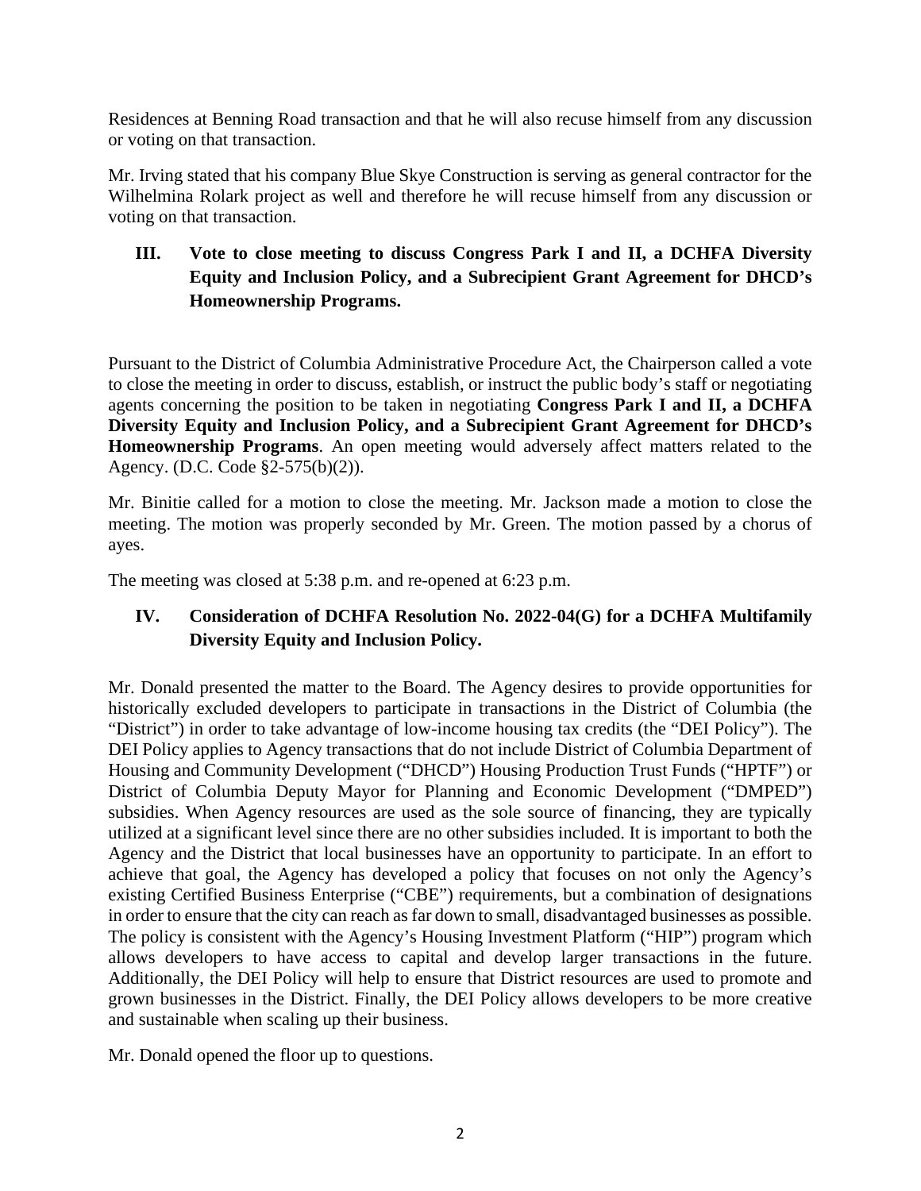Residences at Benning Road transaction and that he will also recuse himself from any discussion or voting on that transaction.

Mr. Irving stated that his company Blue Skye Construction is serving as general contractor for the Wilhelmina Rolark project as well and therefore he will recuse himself from any discussion or voting on that transaction.

## III. Vote to close meeting to discuss Congress Park I and II, a DCHFA Diversity Equity and Inclusion Policy, and a Subrecipient Grant Agreement for DHCD's Homeownership Programs.

Pursuant to the District of Columbia Administrative Procedure Act, the Chairperson called a vote to close the meeting in order to discuss, establish, or instruct the public body's staff or negotiating agents concerning the position to be taken in negotiating **Congress Park I and II, a DCHFA Diversity Equity and Inclusion Policy, and a Subrecipient Grant Agreement for DHCD's Homeownership Programs**. An open meeting would adversely affect matters related to the Agency. (D.C. Code §2-575(b)(2)).

Mr. Binitie called for a motion to close the meeting. Mr. Jackson made a motion to close the meeting. The motion was properly seconded by Mr. Green. The motion passed by a chorus of ayes.

The meeting was closed at 5:38 p.m. and re-opened at 6:23 p.m.

## IV. Consideration of DCHFA Resolution No. 2022-04(G) for a DCHFA Multifamily Diversity Equity and Inclusion Policy.

Mr. Donald presented the matter to the Board. The Agency desires to provide opportunities for historically excluded developers to participate in transactions in the District of Columbia (the "District") in order to take advantage of low-income housing tax credits (the "DEI Policy"). The DEI Policy applies to Agency transactions that do not include District of Columbia Department of Housing and Community Development ("DHCD") Housing Production Trust Funds ("HPTF") or District of Columbia Deputy Mayor for Planning and Economic Development ("DMPED") subsidies. When Agency resources are used as the sole source of financing, they are typically utilized at a significant level since there are no other subsidies included. It is important to both the Agency and the District that local businesses have an opportunity to participate. In an effort to achieve that goal, the Agency has developed a policy that focuses on not only the Agency's existing Certified Business Enterprise ("CBE") requirements, but a combination of designations in order to ensure that the city can reach as far down to small, disadvantaged businesses as possible. The policy is consistent with the Agency's Housing Investment Platform ("HIP") program which allows developers to have access to capital and develop larger transactions in the future. Additionally, the DEI Policy will help to ensure that District resources are used to promote and grown businesses in the District. Finally, the DEI Policy allows developers to be more creative and sustainable when scaling up their business.

Mr. Donald opened the floor up to questions.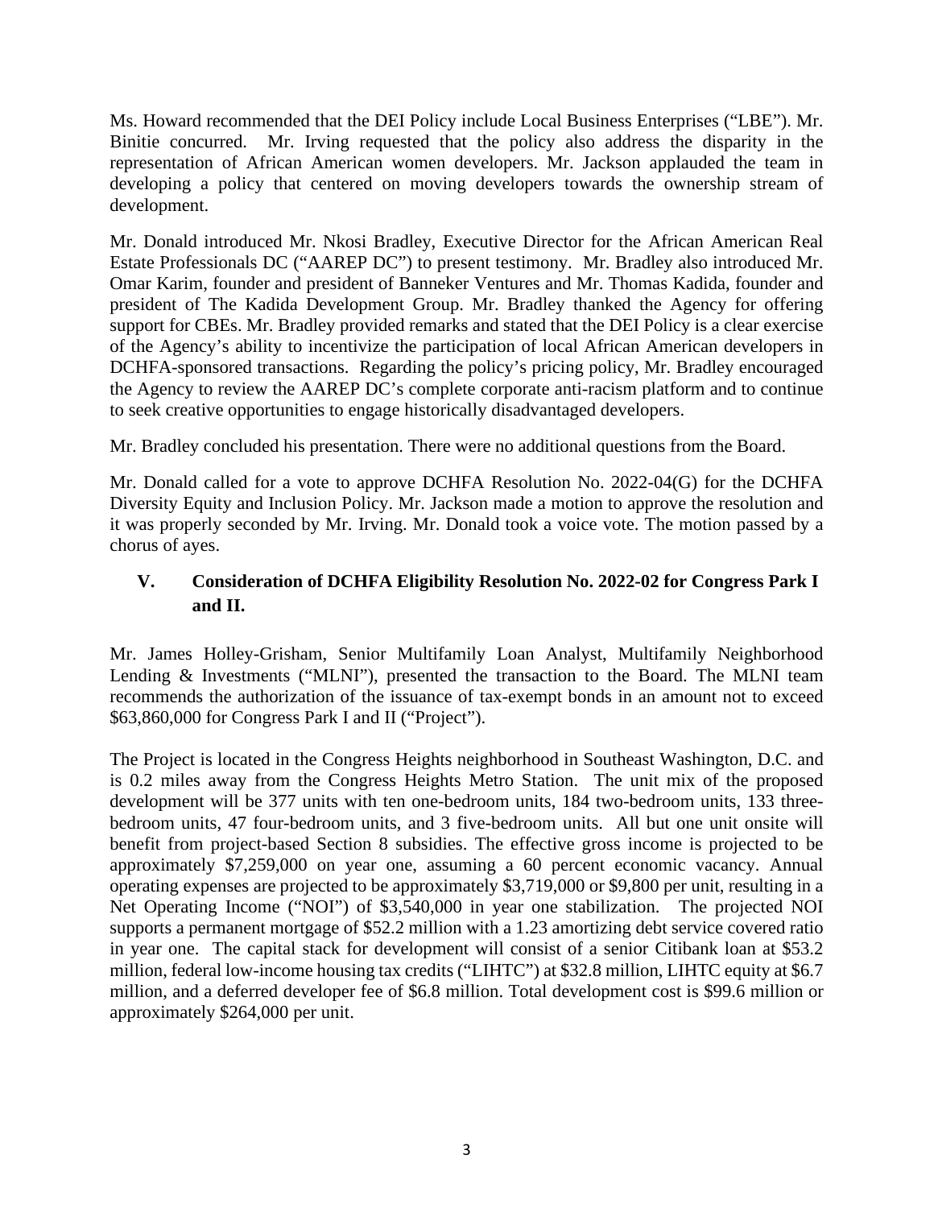Ms. Howard recommended that the DEI Policy include Local Business Enterprises ("LBE"). Mr. Binitie concurred. Mr. Irving requested that the policy also address the disparity in the representation of African American women developers. Mr. Jackson applauded the team in developing a policy that centered on moving developers towards the ownership stream of development.

Mr. Donald introduced Mr. Nkosi Bradley, Executive Director for the African American Real Estate Professionals DC ("AAREP DC") to present testimony. Mr. Bradley also introduced Mr. Omar Karim, founder and president of Banneker Ventures and Mr. Thomas Kadida, founder and president of The Kadida Development Group. Mr. Bradley thanked the Agency for offering support for CBEs. Mr. Bradley provided remarks and stated that the DEI Policy is a clear exercise of the Agency's ability to incentivize the participation of local African American developers in DCHFA-sponsored transactions. Regarding the policy's pricing policy, Mr. Bradley encouraged the Agency to review the AAREP DC's complete corporate anti-racism platform and to continue to seek creative opportunities to engage historically disadvantaged developers.

Mr. Bradley concluded his presentation. There were no additional questions from the Board.

Mr. Donald called for a vote to approve DCHFA Resolution No. 2022-04(G) for the DCHFA Diversity Equity and Inclusion Policy. Mr. Jackson made a motion to approve the resolution and it was properly seconded by Mr. Irving. Mr. Donald took a voice vote. The motion passed by a chorus of ayes.

## V. Consideration of DCHFA Eligibility Resolution No. 2022-02 for Congress Park I and II.

Mr. James Holley-Grisham, Senior Multifamily Loan Analyst, Multifamily Neighborhood Lending & Investments ("MLNI"), presented the transaction to the Board. The MLNI team recommends the authorization of the issuance of tax-exempt bonds in an amount not to exceed $63,860,000 for Congress Park I and II ("Project").

The Project is located in the Congress Heights neighborhood in Southeast Washington, D.C. and is 0.2 miles away from the Congress Heights Metro Station. The unit mix of the proposed development will be 377 units with ten one-bedroom units, 184 two-bedroom units, 133 three-bedroom units, 47 four-bedroom units, and 3 five-bedroom units. All but one unit onsite will benefit from project-based Section 8 subsidies. The effective gross income is projected to be approximately $7,259,000 on year one, assuming a 60 percent economic vacancy. Annual operating expenses are projected to be approximately $3,719,000 or $9,800 per unit, resulting in a Net Operating Income ("NOI") of $3,540,000 in year one stabilization. The projected NOI supports a permanent mortgage of $52.2 million with a 1.23 amortizing debt service covered ratio in year one. The capital stack for development will consist of a senior Citibank loan at $53.2 million, federal low-income housing tax credits ("LIHTC") at $32.8 million, LIHTC equity at $6.7 million, and a deferred developer fee of $6.8 million. Total development cost is $99.6 million or approximately $264,000 per unit.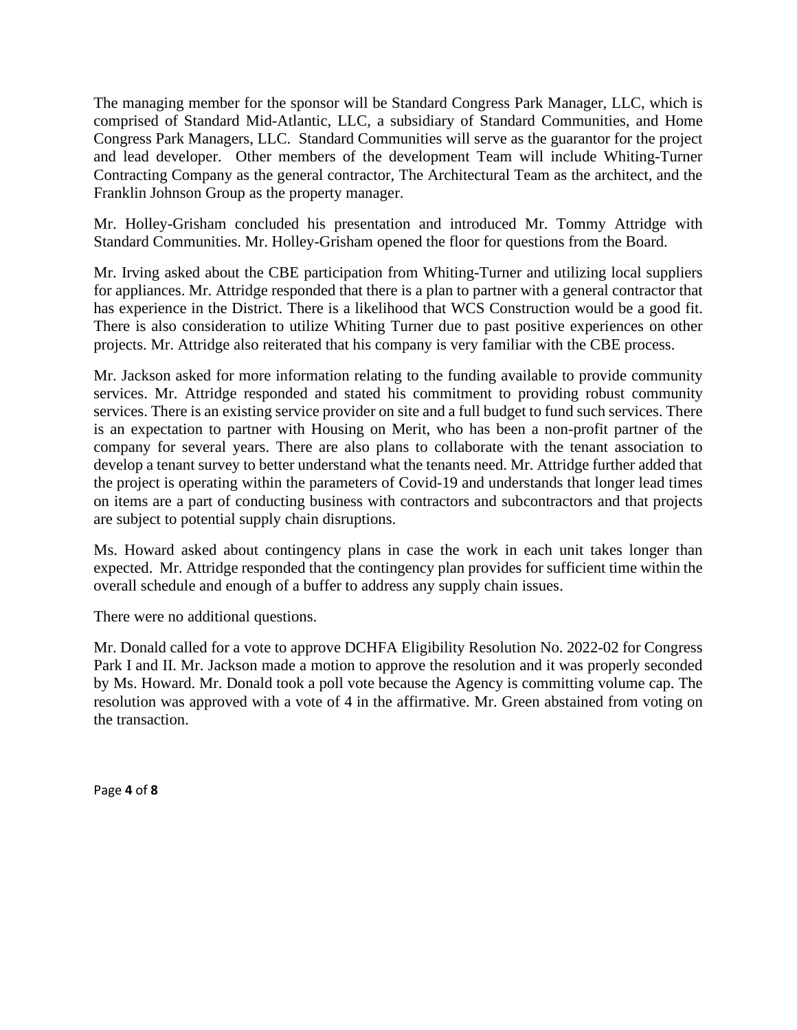The managing member for the sponsor will be Standard Congress Park Manager, LLC, which is comprised of Standard Mid-Atlantic, LLC, a subsidiary of Standard Communities, and Home Congress Park Managers, LLC. Standard Communities will serve as the guarantor for the project and lead developer. Other members of the development Team will include Whiting-Turner Contracting Company as the general contractor, The Architectural Team as the architect, and the Franklin Johnson Group as the property manager.

Mr. Holley-Grisham concluded his presentation and introduced Mr. Tommy Attridge with Standard Communities. Mr. Holley-Grisham opened the floor for questions from the Board.

Mr. Irving asked about the CBE participation from Whiting-Turner and utilizing local suppliers for appliances. Mr. Attridge responded that there is a plan to partner with a general contractor that has experience in the District. There is a likelihood that WCS Construction would be a good fit. There is also consideration to utilize Whiting Turner due to past positive experiences on other projects. Mr. Attridge also reiterated that his company is very familiar with the CBE process.

Mr. Jackson asked for more information relating to the funding available to provide community services. Mr. Attridge responded and stated his commitment to providing robust community services. There is an existing service provider on site and a full budget to fund such services. There is an expectation to partner with Housing on Merit, who has been a non-profit partner of the company for several years. There are also plans to collaborate with the tenant association to develop a tenant survey to better understand what the tenants need. Mr. Attridge further added that the project is operating within the parameters of Covid-19 and understands that longer lead times on items are a part of conducting business with contractors and subcontractors and that projects are subject to potential supply chain disruptions.

Ms. Howard asked about contingency plans in case the work in each unit takes longer than expected. Mr. Attridge responded that the contingency plan provides for sufficient time within the overall schedule and enough of a buffer to address any supply chain issues.

There were no additional questions.

Mr. Donald called for a vote to approve DCHFA Eligibility Resolution No. 2022-02 for Congress Park I and II. Mr. Jackson made a motion to approve the resolution and it was properly seconded by Ms. Howard. Mr. Donald took a poll vote because the Agency is committing volume cap. The resolution was approved with a vote of 4 in the affirmative. Mr. Green abstained from voting on the transaction.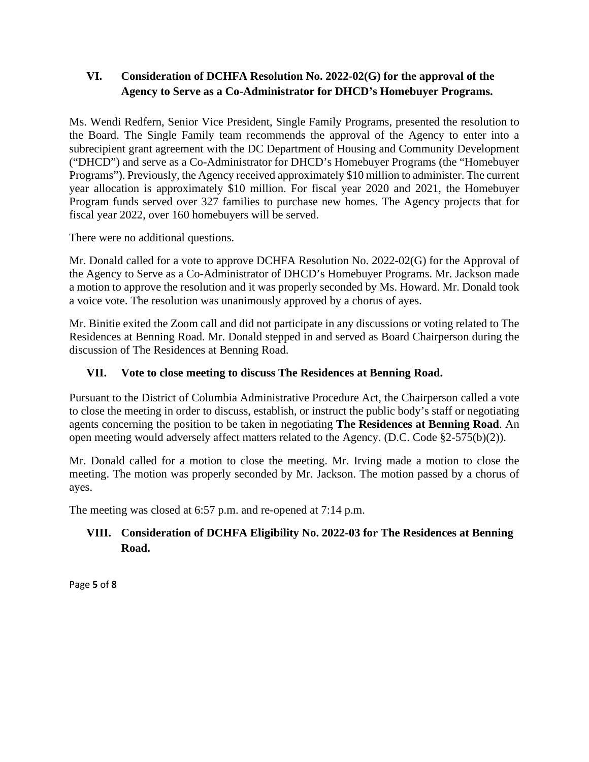## VI. Consideration of DCHFA Resolution No. 2022-02(G) for the approval of the Agency to Serve as a Co-Administrator for DHCD's Homebuyer Programs.

Ms. Wendi Redfern, Senior Vice President, Single Family Programs, presented the resolution to the Board. The Single Family team recommends the approval of the Agency to enter into a subrecipient grant agreement with the DC Department of Housing and Community Development ("DHCD") and serve as a Co-Administrator for DHCD's Homebuyer Programs (the "Homebuyer Programs"). Previously, the Agency received approximately $10 million to administer. The current year allocation is approximately $10 million. For fiscal year 2020 and 2021, the Homebuyer Program funds served over 327 families to purchase new homes. The Agency projects that for fiscal year 2022, over 160 homebuyers will be served.

There were no additional questions.

Mr. Donald called for a vote to approve DCHFA Resolution No. 2022-02(G) for the Approval of the Agency to Serve as a Co-Administrator of DHCD's Homebuyer Programs. Mr. Jackson made a motion to approve the resolution and it was properly seconded by Ms. Howard. Mr. Donald took a voice vote. The resolution was unanimously approved by a chorus of ayes.

Mr. Binitie exited the Zoom call and did not participate in any discussions or voting related to The Residences at Benning Road. Mr. Donald stepped in and served as Board Chairperson during the discussion of The Residences at Benning Road.

## VII. Vote to close meeting to discuss The Residences at Benning Road.

Pursuant to the District of Columbia Administrative Procedure Act, the Chairperson called a vote to close the meeting in order to discuss, establish, or instruct the public body's staff or negotiating agents concerning the position to be taken in negotiating **The Residences at Benning Road**. An open meeting would adversely affect matters related to the Agency. (D.C. Code §2-575(b)(2)).

Mr. Donald called for a motion to close the meeting. Mr. Irving made a motion to close the meeting. The motion was properly seconded by Mr. Jackson. The motion passed by a chorus of ayes.

The meeting was closed at 6:57 p.m. and re-opened at 7:14 p.m.

## VIII. Consideration of DCHFA Eligibility No. 2022-03 for The Residences at Benning Road.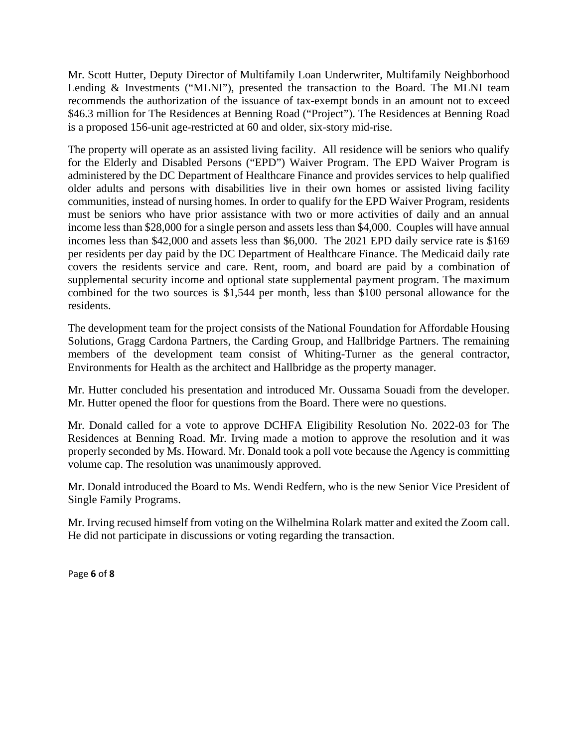Mr. Scott Hutter, Deputy Director of Multifamily Loan Underwriter, Multifamily Neighborhood Lending & Investments ("MLNI"), presented the transaction to the Board. The MLNI team recommends the authorization of the issuance of tax-exempt bonds in an amount not to exceed $46.3 million for The Residences at Benning Road ("Project"). The Residences at Benning Road is a proposed 156-unit age-restricted at 60 and older, six-story mid-rise.

The property will operate as an assisted living facility. All residence will be seniors who qualify for the Elderly and Disabled Persons ("EPD") Waiver Program. The EPD Waiver Program is administered by the DC Department of Healthcare Finance and provides services to help qualified older adults and persons with disabilities live in their own homes or assisted living facility communities, instead of nursing homes. In order to qualify for the EPD Waiver Program, residents must be seniors who have prior assistance with two or more activities of daily and an annual income less than $28,000 for a single person and assets less than $4,000. Couples will have annual incomes less than $42,000 and assets less than $6,000. The 2021 EPD daily service rate is $169 per residents per day paid by the DC Department of Healthcare Finance. The Medicaid daily rate covers the residents service and care. Rent, room, and board are paid by a combination of supplemental security income and optional state supplemental payment program. The maximum combined for the two sources is $1,544 per month, less than $100 personal allowance for the residents.

The development team for the project consists of the National Foundation for Affordable Housing Solutions, Gragg Cardona Partners, the Carding Group, and Hallbridge Partners. The remaining members of the development team consist of Whiting-Turner as the general contractor, Environments for Health as the architect and Hallbridge as the property manager.

Mr. Hutter concluded his presentation and introduced Mr. Oussama Souadi from the developer. Mr. Hutter opened the floor for questions from the Board. There were no questions.

Mr. Donald called for a vote to approve DCHFA Eligibility Resolution No. 2022-03 for The Residences at Benning Road. Mr. Irving made a motion to approve the resolution and it was properly seconded by Ms. Howard. Mr. Donald took a poll vote because the Agency is committing volume cap. The resolution was unanimously approved.

Mr. Donald introduced the Board to Ms. Wendi Redfern, who is the new Senior Vice President of Single Family Programs.

Mr. Irving recused himself from voting on the Wilhelmina Rolark matter and exited the Zoom call. He did not participate in discussions or voting regarding the transaction.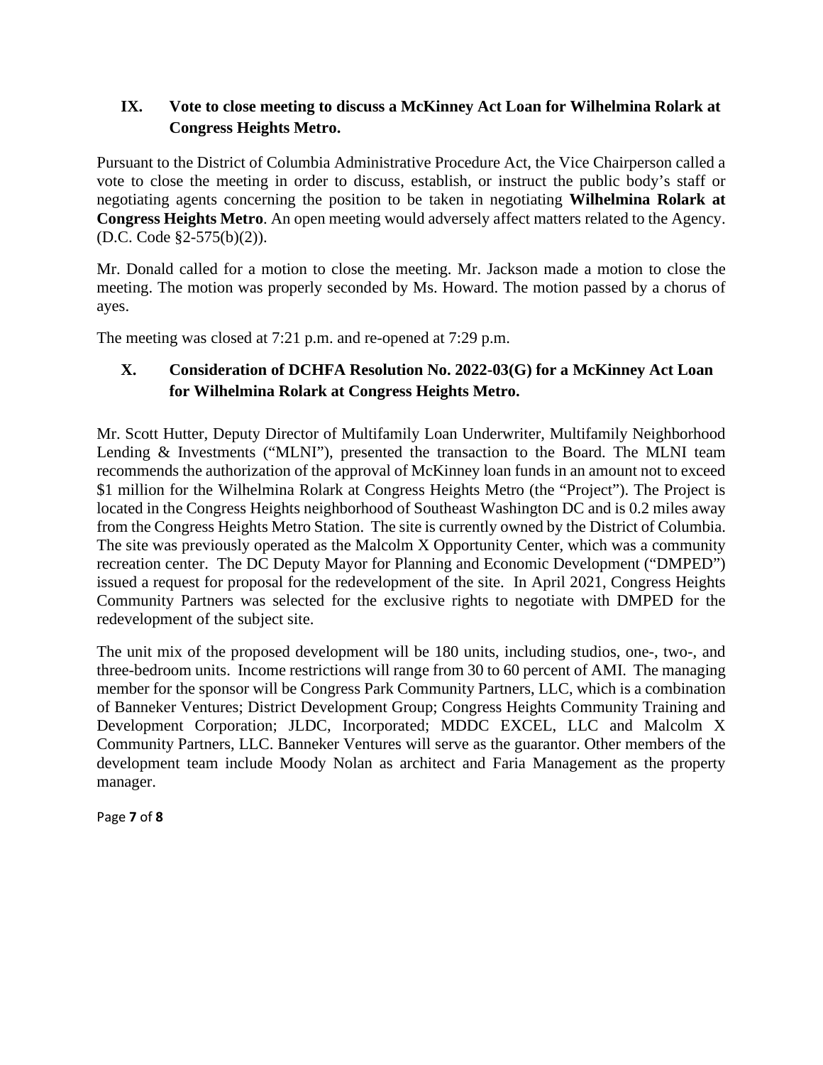## IX. Vote to close meeting to discuss a McKinney Act Loan for Wilhelmina Rolark at Congress Heights Metro.

Pursuant to the District of Columbia Administrative Procedure Act, the Vice Chairperson called a vote to close the meeting in order to discuss, establish, or instruct the public body's staff or negotiating agents concerning the position to be taken in negotiating **Wilhelmina Rolark at Congress Heights Metro**. An open meeting would adversely affect matters related to the Agency. (D.C. Code §2-575(b)(2)).

Mr. Donald called for a motion to close the meeting. Mr. Jackson made a motion to close the meeting. The motion was properly seconded by Ms. Howard. The motion passed by a chorus of ayes.

The meeting was closed at 7:21 p.m. and re-opened at 7:29 p.m.

## X. Consideration of DCHFA Resolution No. 2022-03(G) for a McKinney Act Loan for Wilhelmina Rolark at Congress Heights Metro.

Mr. Scott Hutter, Deputy Director of Multifamily Loan Underwriter, Multifamily Neighborhood Lending & Investments ("MLNI"), presented the transaction to the Board. The MLNI team recommends the authorization of the approval of McKinney loan funds in an amount not to exceed $1 million for the Wilhelmina Rolark at Congress Heights Metro (the "Project"). The Project is located in the Congress Heights neighborhood of Southeast Washington DC and is 0.2 miles away from the Congress Heights Metro Station. The site is currently owned by the District of Columbia. The site was previously operated as the Malcolm X Opportunity Center, which was a community recreation center. The DC Deputy Mayor for Planning and Economic Development ("DMPED") issued a request for proposal for the redevelopment of the site. In April 2021, Congress Heights Community Partners was selected for the exclusive rights to negotiate with DMPED for the redevelopment of the subject site.

The unit mix of the proposed development will be 180 units, including studios, one-, two-, and three-bedroom units. Income restrictions will range from 30 to 60 percent of AMI. The managing member for the sponsor will be Congress Park Community Partners, LLC, which is a combination of Banneker Ventures; District Development Group; Congress Heights Community Training and Development Corporation; JLDC, Incorporated; MDDC EXCEL, LLC and Malcolm X Community Partners, LLC. Banneker Ventures will serve as the guarantor. Other members of the development team include Moody Nolan as architect and Faria Management as the property manager.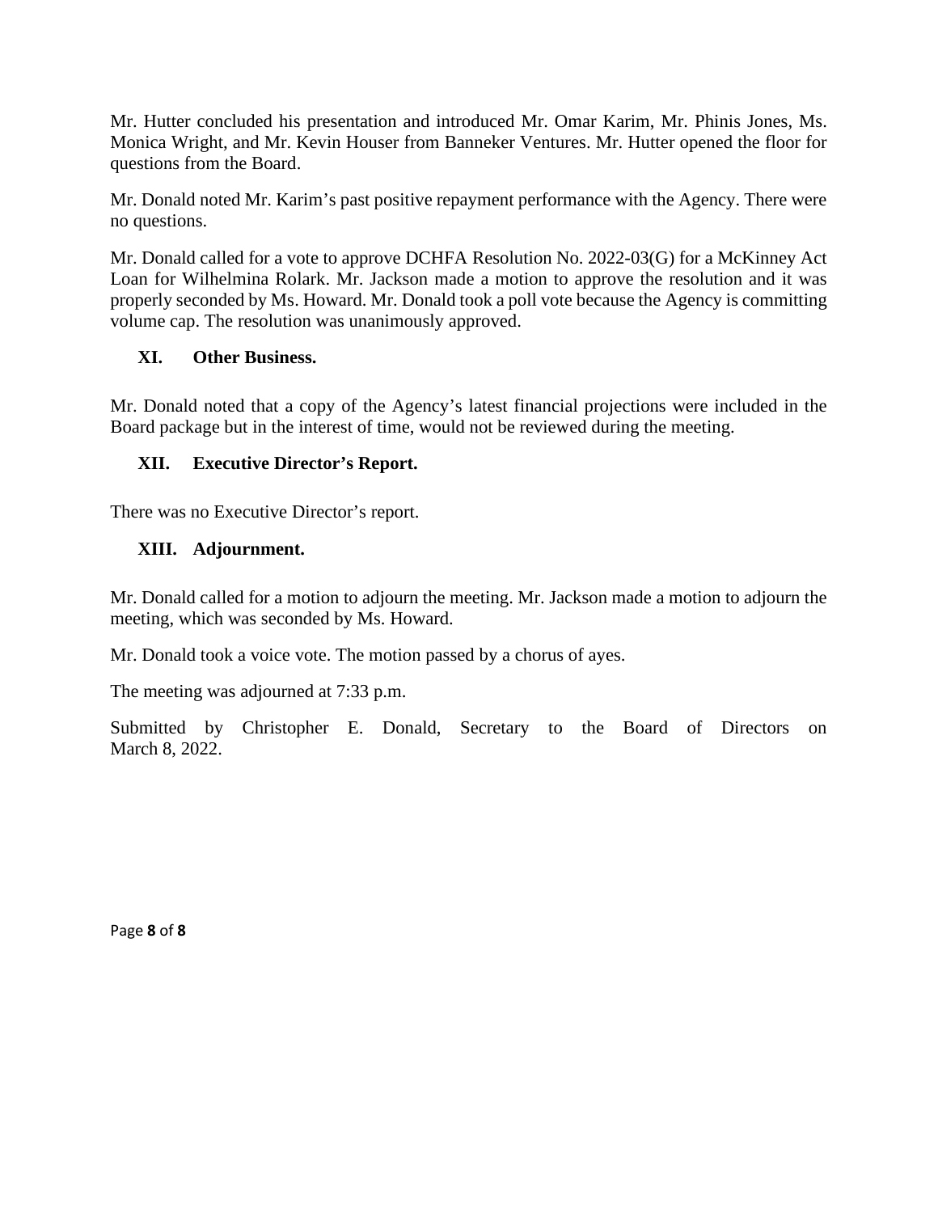Mr. Hutter concluded his presentation and introduced Mr. Omar Karim, Mr. Phinis Jones, Ms. Monica Wright, and Mr. Kevin Houser from Banneker Ventures. Mr. Hutter opened the floor for questions from the Board.

Mr. Donald noted Mr. Karim's past positive repayment performance with the Agency. There were no questions.

Mr. Donald called for a vote to approve DCHFA Resolution No. 2022-03(G) for a McKinney Act Loan for Wilhelmina Rolark. Mr. Jackson made a motion to approve the resolution and it was properly seconded by Ms. Howard. Mr. Donald took a poll vote because the Agency is committing volume cap. The resolution was unanimously approved.

## XI. Other Business.

Mr. Donald noted that a copy of the Agency's latest financial projections were included in the Board package but in the interest of time, would not be reviewed during the meeting.

## XII. Executive Director's Report.

There was no Executive Director's report.

## XIII. Adjournment.

Mr. Donald called for a motion to adjourn the meeting. Mr. Jackson made a motion to adjourn the meeting, which was seconded by Ms. Howard.

Mr. Donald took a voice vote. The motion passed by a chorus of ayes.

The meeting was adjourned at 7:33 p.m.

Submitted by Christopher E. Donald, Secretary to the Board of Directors on March 8, 2022.